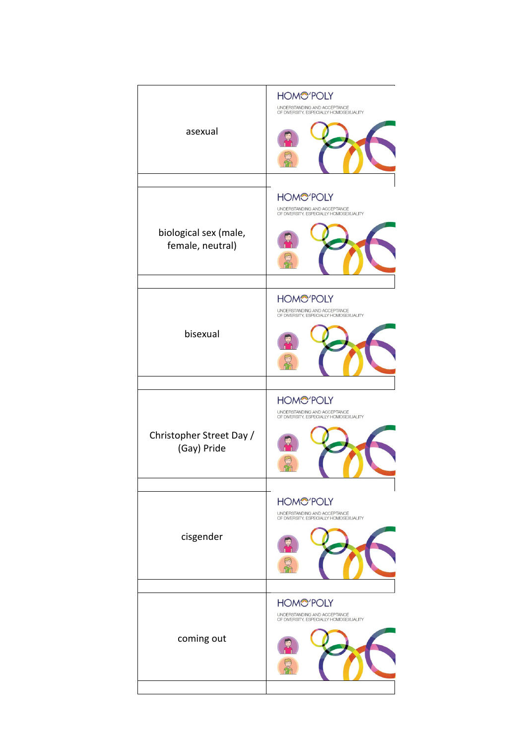| | |
|---|---|
| asexual | HOMO'POLY<br>UNDERSTANDING AND ACCEPTANCE OF DIVERSITY, ESPECIALLY HOMOSEXUALITY |
| | |
| biological sex (male, female, neutral) | HOMO'POLY<br>UNDERSTANDING AND ACCEPTANCE OF DIVERSITY, ESPECIALLY HOMOSEXUALITY |
| | |
| bisexual | HOMO'POLY<br>UNDERSTANDING AND ACCEPTANCE OF DIVERSITY, ESPECIALLY HOMOSEXUALITY |
| | |
| Christopher Street Day / (Gay) Pride | HOMO'POLY<br>UNDERSTANDING AND ACCEPTANCE OF DIVERSITY, ESPECIALLY HOMOSEXUALITY |
| | |
| cisgender | HOMO'POLY<br>UNDERSTANDING AND ACCEPTANCE OF DIVERSITY, ESPECIALLY HOMOSEXUALITY |
| | |
| coming out | HOMO'POLY<br>UNDERSTANDING AND ACCEPTANCE OF DIVERSITY, ESPECIALLY HOMOSEXUALITY |
| | |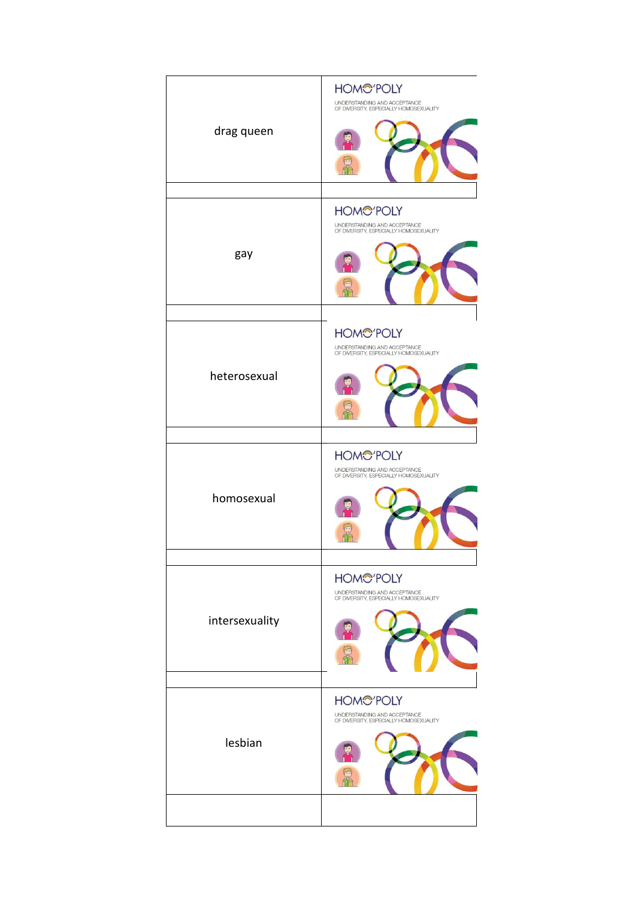| | |
|---|---|
| drag queen | HOMO'POLY<br>UNDERSTANDING AND ACCEPTANCE OF DIVERSITY, ESPECIALLY HOMOSEXUALITY |
| | |
| gay | HOMO'POLY<br>UNDERSTANDING AND ACCEPTANCE OF DIVERSITY, ESPECIALLY HOMOSEXUALITY |
| | |
| heterosexual | HOMO'POLY<br>UNDERSTANDING AND ACCEPTANCE OF DIVERSITY, ESPECIALLY HOMOSEXUALITY |
| | |
| homosexual | HOMO'POLY<br>UNDERSTANDING AND ACCEPTANCE OF DIVERSITY, ESPECIALLY HOMOSEXUALITY |
| | |
| intersexuality | HOMO'POLY<br>UNDERSTANDING AND ACCEPTANCE OF DIVERSITY, ESPECIALLY HOMOSEXUALITY |
| | |
| lesbian | HOMO'POLY<br>UNDERSTANDING AND ACCEPTANCE OF DIVERSITY, ESPECIALLY HOMOSEXUALITY |
| | |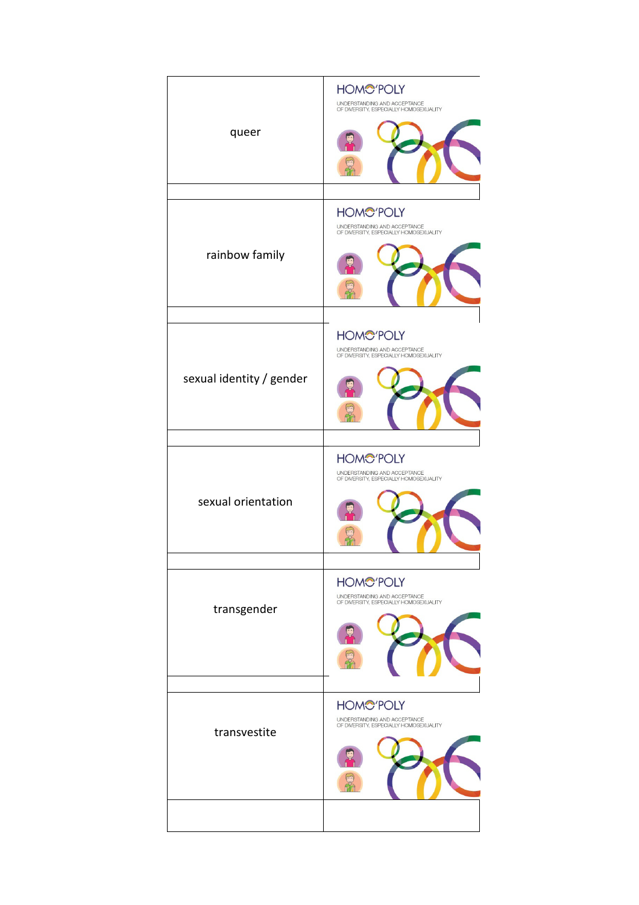| | |
|---|---|
| queer | HOMO'POLY<br>UNDERSTANDING AND ACCEPTANCE OF DIVERSITY, ESPECIALLY HOMOSEXUALITY |
| | |
| rainbow family | HOMO'POLY<br>UNDERSTANDING AND ACCEPTANCE OF DIVERSITY, ESPECIALLY HOMOSEXUALITY |
| | |
| sexual identity / gender | HOMO'POLY<br>UNDERSTANDING AND ACCEPTANCE OF DIVERSITY, ESPECIALLY HOMOSEXUALITY |
| | |
| sexual orientation | HOMO'POLY<br>UNDERSTANDING AND ACCEPTANCE OF DIVERSITY, ESPECIALLY HOMOSEXUALITY |
| | |
| transgender | HOMO'POLY<br>UNDERSTANDING AND ACCEPTANCE OF DIVERSITY, ESPECIALLY HOMOSEXUALITY |
| | |
| transvestite | HOMO'POLY<br>UNDERSTANDING AND ACCEPTANCE OF DIVERSITY, ESPECIALLY HOMOSEXUALITY |
| | |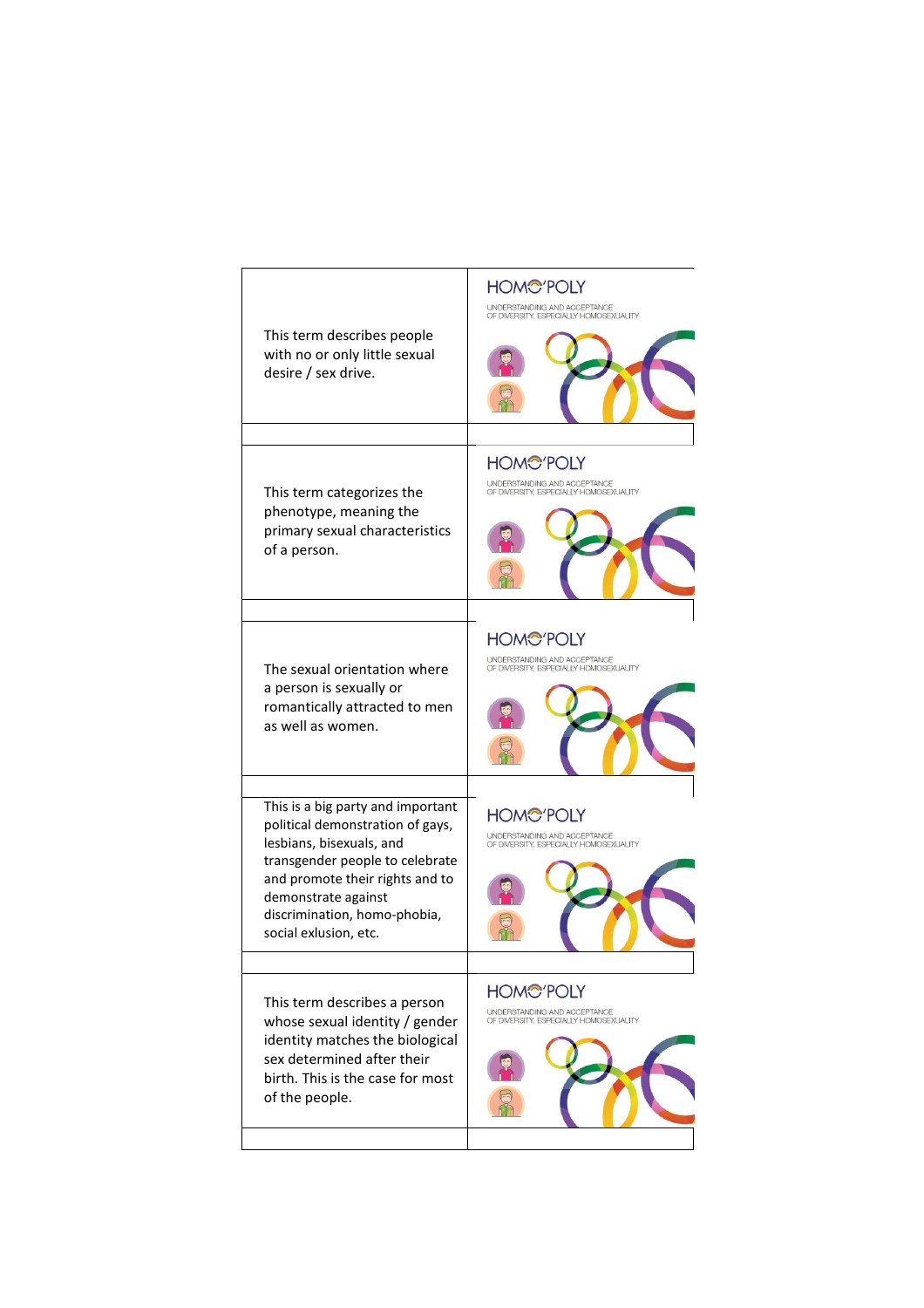| | |
|---|---|
| This term describes people with no or only little sexual desire / sex drive. | HOMO'POLY<br>UNDERSTANDING AND ACCEPTANCE OF DIVERSITY, ESPECIALLY HOMOSEXUALITY |
| | |
| This term categorizes the phenotype, meaning the primary sexual characteristics of a person. | HOMO'POLY<br>UNDERSTANDING AND ACCEPTANCE OF DIVERSITY, ESPECIALLY HOMOSEXUALITY |
| | |
| The sexual orientation where a person is sexually or romantically attracted to men as well as women. | HOMO'POLY<br>UNDERSTANDING AND ACCEPTANCE OF DIVERSITY, ESPECIALLY HOMOSEXUALITY |
| | |
| This is a big party and important political demonstration of gays, lesbians, bisexuals, and transgender people to celebrate and promote their rights and to demonstrate against discrimination, homo-phobia, social exlusion, etc. | HOMO'POLY<br>UNDERSTANDING AND ACCEPTANCE OF DIVERSITY, ESPECIALLY HOMOSEXUALITY |
| | |
| This term describes a person whose sexual identity / gender identity matches the biological sex determined after their birth. This is the case for most of the people. | HOMO'POLY<br>UNDERSTANDING AND ACCEPTANCE OF DIVERSITY, ESPECIALLY HOMOSEXUALITY |
| | |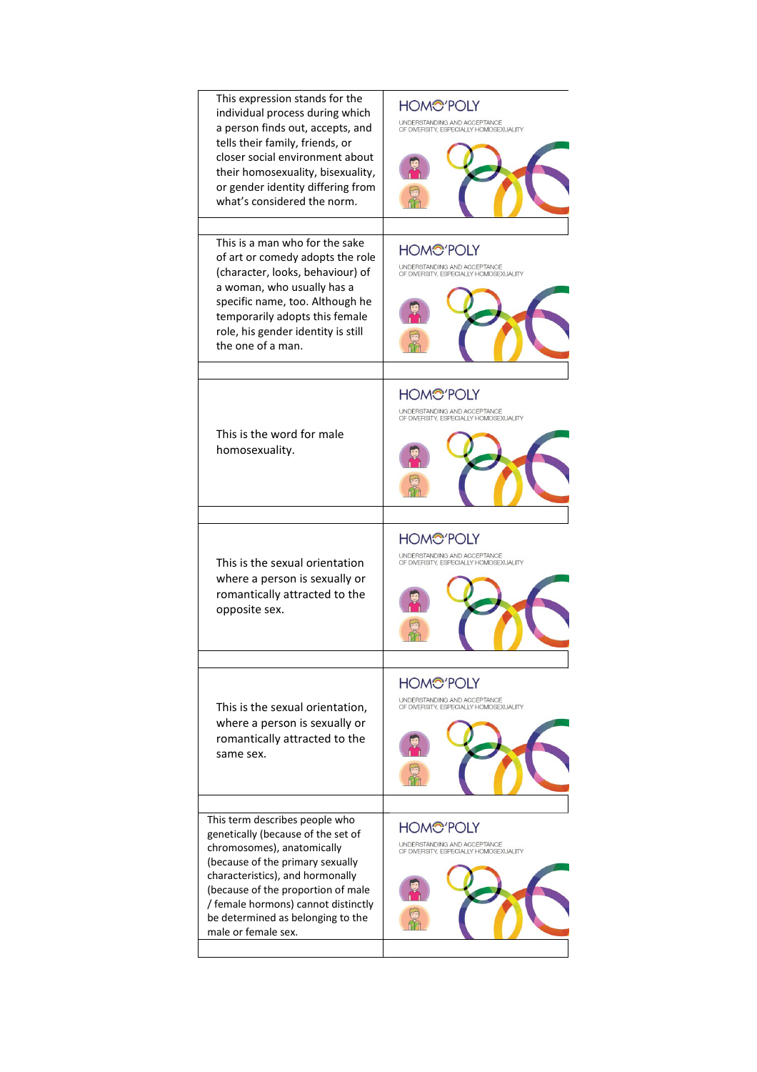| | |
|---|---|
| This expression stands for the individual process during which a person finds out, accepts, and tells their family, friends, or closer social environment about their homosexuality, bisexuality, or gender identity differing from what's considered the norm. | HOMO'POLY UNDERSTANDING AND ACCEPTANCE OF DIVERSITY, ESPECIALLY HOMOSEXUALITY |
| | |
| This is a man who for the sake of art or comedy adopts the role (character, looks, behaviour) of a woman, who usually has a specific name, too. Although he temporarily adopts this female role, his gender identity is still the one of a man. | HOMO'POLY UNDERSTANDING AND ACCEPTANCE OF DIVERSITY, ESPECIALLY HOMOSEXUALITY |
| | |
| This is the word for male homosexuality. | HOMO'POLY UNDERSTANDING AND ACCEPTANCE OF DIVERSITY, ESPECIALLY HOMOSEXUALITY |
| | |
| This is the sexual orientation where a person is sexually or romantically attracted to the opposite sex. | HOMO'POLY UNDERSTANDING AND ACCEPTANCE OF DIVERSITY, ESPECIALLY HOMOSEXUALITY |
| | |
| This is the sexual orientation, where a person is sexually or romantically attracted to the same sex. | HOMO'POLY UNDERSTANDING AND ACCEPTANCE OF DIVERSITY, ESPECIALLY HOMOSEXUALITY |
| | |
| This term describes people who genetically (because of the set of chromosomes), anatomically (because of the primary sexually characteristics), and hormonally (because of the proportion of male / female hormons) cannot distinctly be determined as belonging to the male or female sex. | HOMO'POLY UNDERSTANDING AND ACCEPTANCE OF DIVERSITY, ESPECIALLY HOMOSEXUALITY |
| | |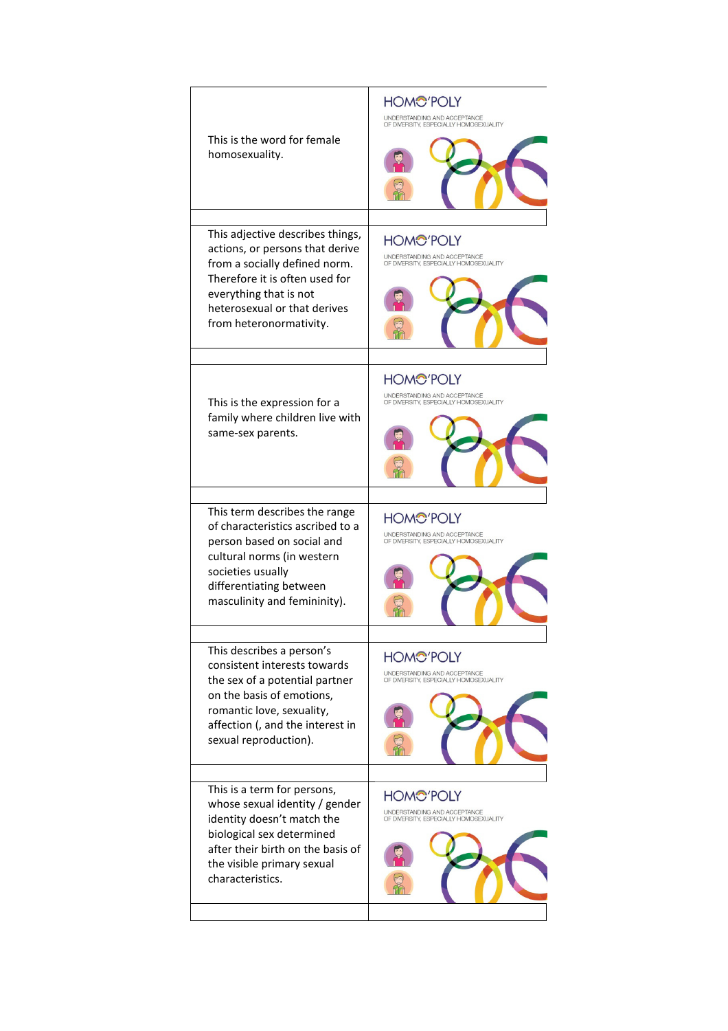| | |
|---|---|
| This is the word for female homosexuality. | HOMO'POLY<br>UNDERSTANDING AND ACCEPTANCE OF DIVERSITY, ESPECIALLY HOMOSEXUALITY |
| | |
| This adjective describes things, actions, or persons that derive from a socially defined norm. Therefore it is often used for everything that is not heterosexual or that derives from heteronormativity. | HOMO'POLY<br>UNDERSTANDING AND ACCEPTANCE OF DIVERSITY, ESPECIALLY HOMOSEXUALITY |
| | |
| This is the expression for a family where children live with same-sex parents. | HOMO'POLY<br>UNDERSTANDING AND ACCEPTANCE OF DIVERSITY, ESPECIALLY HOMOSEXUALITY |
| | |
| This term describes the range of characteristics ascribed to a person based on social and cultural norms (in western societies usually differentiating between masculinity and femininity). | HOMO'POLY<br>UNDERSTANDING AND ACCEPTANCE OF DIVERSITY, ESPECIALLY HOMOSEXUALITY |
| | |
| This describes a person's consistent interests towards the sex of a potential partner on the basis of emotions, romantic love, sexuality, affection (, and the interest in sexual reproduction). | HOMO'POLY<br>UNDERSTANDING AND ACCEPTANCE OF DIVERSITY, ESPECIALLY HOMOSEXUALITY |
| | |
| This is a term for persons, whose sexual identity / gender identity doesn't match the biological sex determined after their birth on the basis of the visible primary sexual characteristics. | HOMO'POLY<br>UNDERSTANDING AND ACCEPTANCE OF DIVERSITY, ESPECIALLY HOMOSEXUALITY |
| | |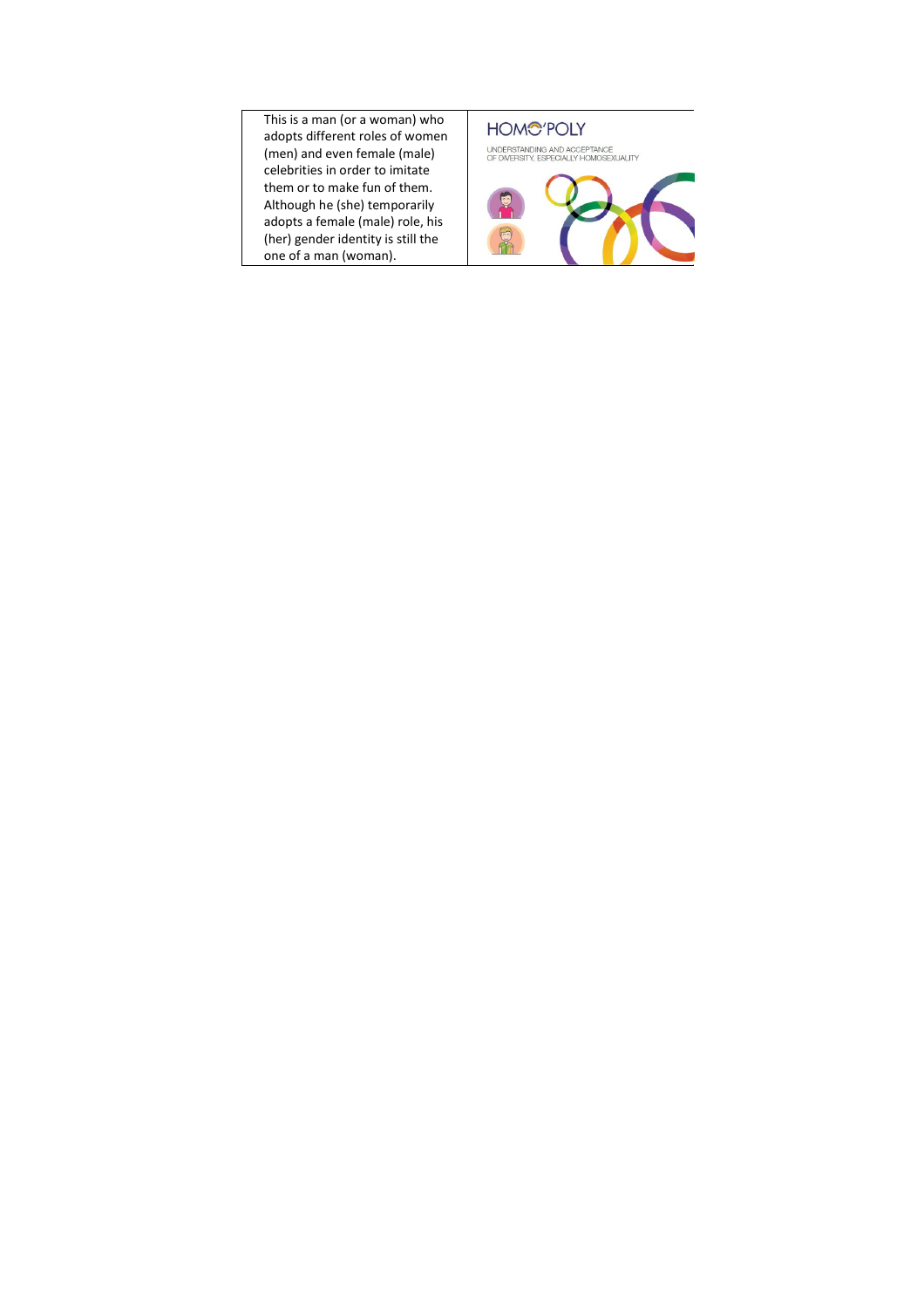| | |
|---|---|
| This is a man (or a woman) who adopts different roles of women (men) and even female (male) celebrities in order to imitate them or to make fun of them. Although he (she) temporarily adopts a female (male) role, his (her) gender identity is still the one of a man (woman). | HOMO'POLY<br>UNDERSTANDING AND ACCEPTANCE OF DIVERSITY, ESPECIALLY HOMOSEXUALITY |